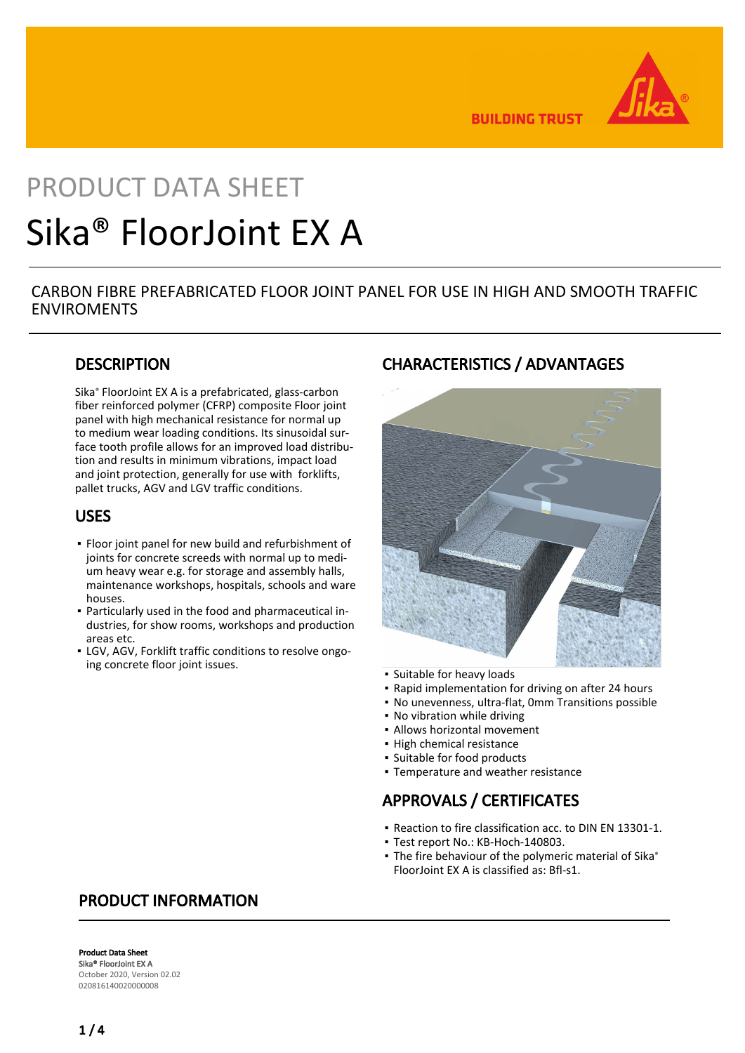# PRODUCT DATA SHEET

# Sika® FloorJoint EX A

CARBON FIBRE PREFABRICATED FLOOR JOINT PANEL FOR USE IN HIGH AND SMOOTH TRAFFIC ENVIROMENTS

## DESCRIPTION

Sika® FloorJoint EX A is a prefabricated, glass-carbon fiber reinforced polymer (CFRP) composite Floor joint panel with high mechanical resistance for normal up to medium wear loading conditions. Its sinusoidal surface tooth profile allows for an improved load distribution and results in minimum vibrations, impact load and joint protection, generally for use with forklifts, pallet trucks, AGV and LGV traffic conditions.

## USES

- Floor joint panel for new build and refurbishment of joints for concrete screeds with normal up to medium heavy wear e.g. for storage and assembly halls, maintenance workshops, hospitals, schools and ware houses.
- Particularly used in the food and pharmaceutical industries, for show rooms, workshops and production areas etc.
- LGV, AGV, Forklift traffic conditions to resolve ongoing concrete floor joint issues.

## CHARACTERISTICS / ADVANTAGES

- Suitable for heavy loads
- Rapid implementation for driving on after 24 hours
- No unevenness, ultra-flat, 0mm Transitions possible
- No vibration while driving
- Allows horizontal movement
- High chemical resistance
- Suitable for food products
- Temperature and weather resistance

## APPROVALS / CERTIFICATES

- Reaction to fire classification acc. to DIN EN 13301-1.
- Test report No.: KB-Hoch-140803.
- The fire behaviour of the polymeric material of Sika® FloorJoint EX A is classified as: Bfl-s1.

## PRODUCT INFORMATION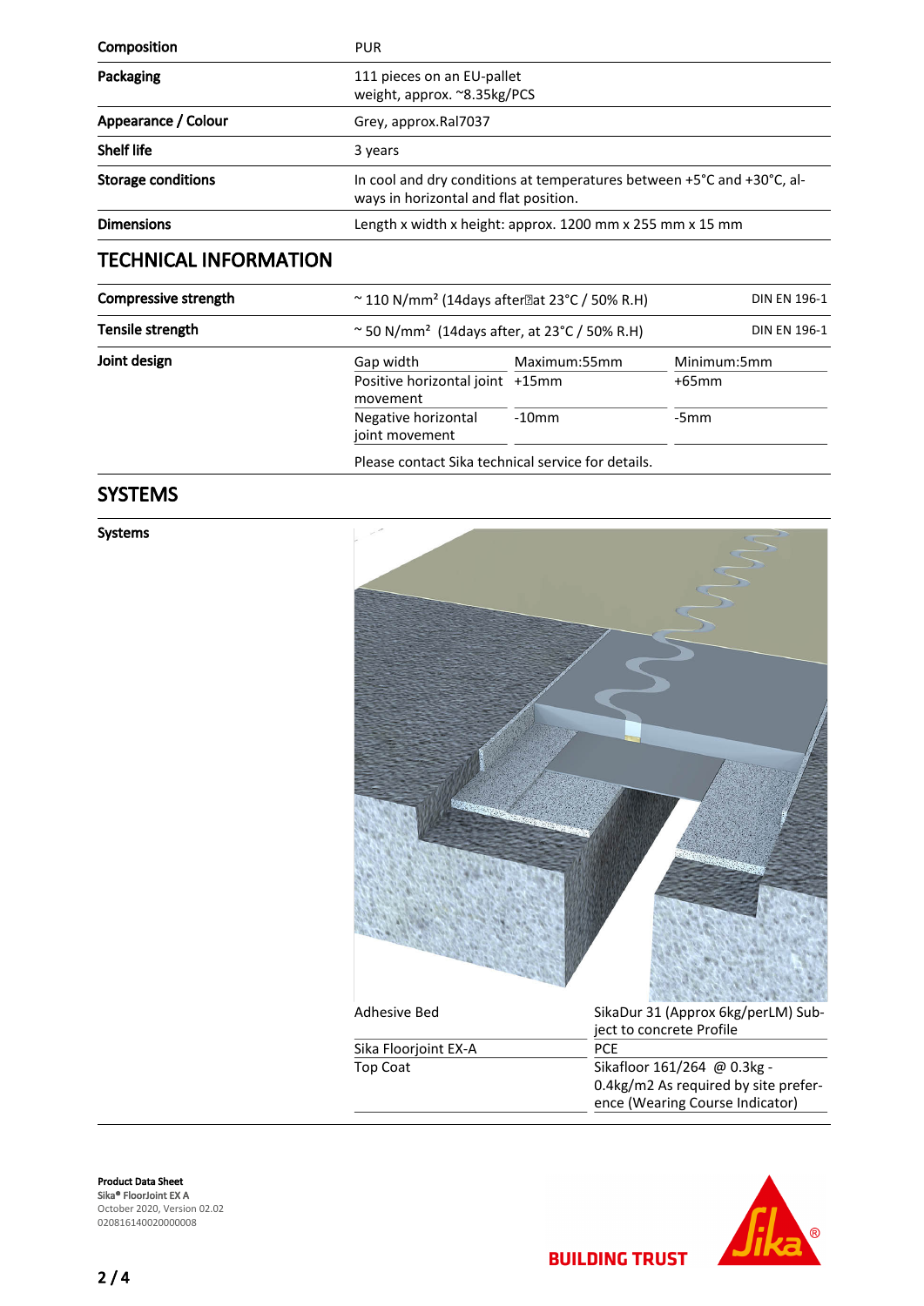| | |
|---|---|
| **Composition** | PUR |
| **Packaging** | 111 pieces on an EU-pallet<br>weight, approx. ~8.35kg/PCS |
| **Appearance / Colour** | Grey, approx.Ral7037 |
| **Shelf life** | 3 years |
| **Storage conditions** | In cool and dry conditions at temperatures between +5°C and +30°C, always in horizontal and flat position. |
| **Dimensions** | Length x width x height: approx. 1200 mm x 255 mm x 15 mm |

## TECHNICAL INFORMATION

| | | |
|---|---|---|
| **Compressive strength** | ~ 110 N/mm² (14days after at 23°C / 50% R.H) | DIN EN 196-1 |
| **Tensile strength** | ~ 50 N/mm² (14days after, at 23°C / 50% R.H) | DIN EN 196-1 |

**Joint design**

| | | |
|---|---|---|
| Gap width | Maximum:55mm | Minimum:5mm |
| Positive horizontal joint movement | +15mm | +65mm |
| Negative horizontal joint movement | -10mm | -5mm |

Please contact Sika technical service for details.

## SYSTEMS

**Systems**

| | |
|---|---|
| Adhesive Bed | SikaDur 31 (Approx 6kg/perLM) Subject to concrete Profile |
| Sika Floorjoint EX-A | PCE |
| Top Coat | Sikafloor 161/264 @ 0.3kg - 0.4kg/m2 As required by site preference (Wearing Course Indicator) |

**Product Data Sheet**
**Sika® FloorJoint EX A**
October 2020, Version 02.02
020816140020000008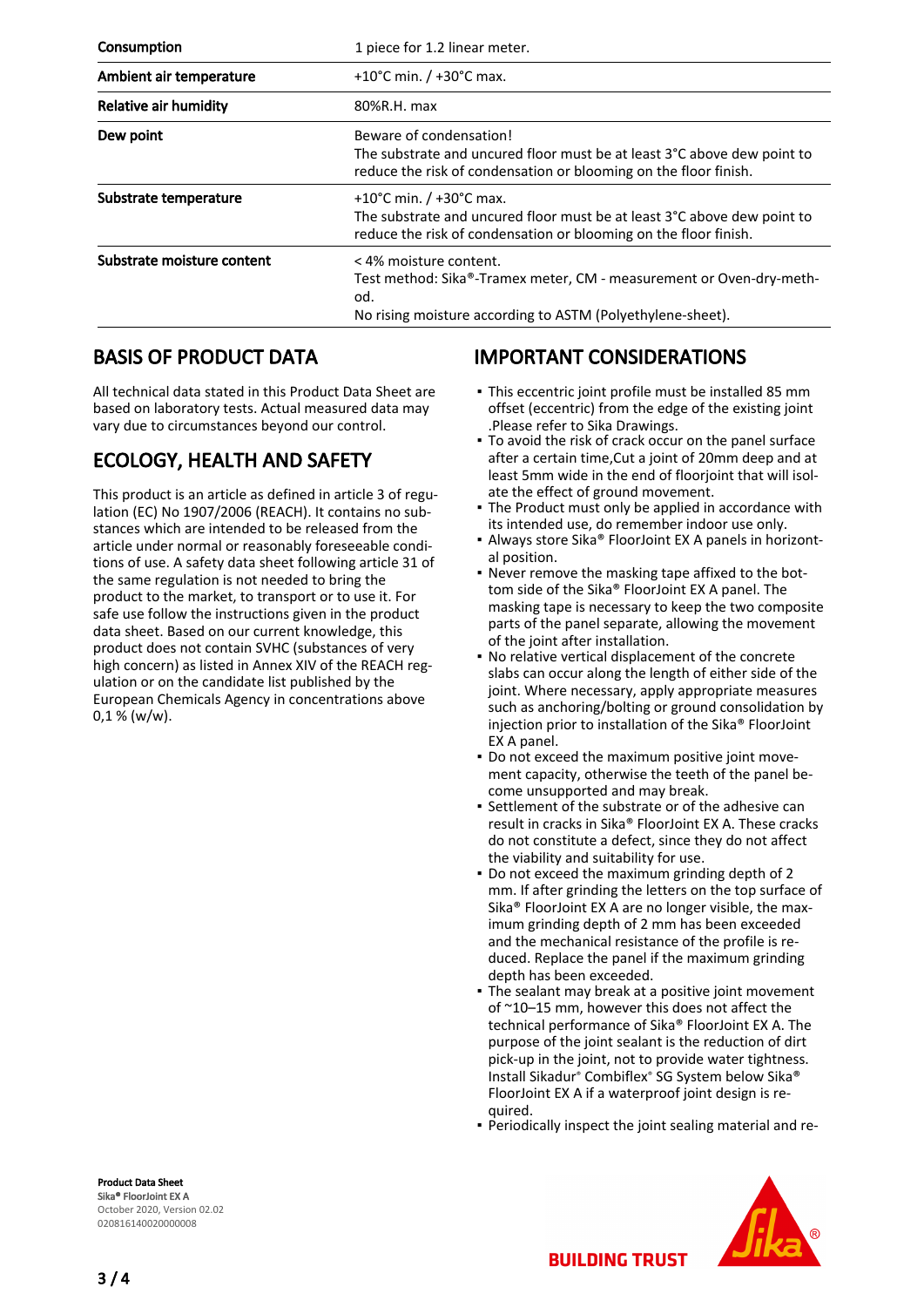| | |
|---|---|
| **Consumption** | 1 piece for 1.2 linear meter. |
| **Ambient air temperature** | +10°C min. / +30°C max. |
| **Relative air humidity** | 80%R.H. max |
| **Dew point** | Beware of condensation!<br>The substrate and uncured floor must be at least 3°C above dew point to reduce the risk of condensation or blooming on the floor finish. |
| **Substrate temperature** | +10°C min. / +30°C max.<br>The substrate and uncured floor must be at least 3°C above dew point to reduce the risk of condensation or blooming on the floor finish. |
| **Substrate moisture content** | < 4% moisture content.<br>Test method: Sika®-Tramex meter, CM - measurement or Oven-dry-method.<br>No rising moisture according to ASTM (Polyethylene-sheet). |

## BASIS OF PRODUCT DATA

All technical data stated in this Product Data Sheet are based on laboratory tests. Actual measured data may vary due to circumstances beyond our control.

## ECOLOGY, HEALTH AND SAFETY

This product is an article as defined in article 3 of regulation (EC) No 1907/2006 (REACH). It contains no substances which are intended to be released from the article under normal or reasonably foreseeable conditions of use. A safety data sheet following article 31 of the same regulation is not needed to bring the product to the market, to transport or to use it. For safe use follow the instructions given in the product data sheet. Based on our current knowledge, this product does not contain SVHC (substances of very high concern) as listed in Annex XIV of the REACH regulation or on the candidate list published by the European Chemicals Agency in concentrations above 0,1 % (w/w).

## IMPORTANT CONSIDERATIONS

- This eccentric joint profile must be installed 85 mm offset (eccentric) from the edge of the existing joint .Please refer to Sika Drawings.
- To avoid the risk of crack occur on the panel surface after a certain time,Cut a joint of 20mm deep and at least 5mm wide in the end of floorjoint that will isolate the effect of ground movement.
- The Product must only be applied in accordance with its intended use, do remember indoor use only.
- Always store Sika® FloorJoint EX A panels in horizontal position.
- Never remove the masking tape affixed to the bottom side of the Sika® FloorJoint EX A panel. The masking tape is necessary to keep the two composite parts of the panel separate, allowing the movement of the joint after installation.
- No relative vertical displacement of the concrete slabs can occur along the length of either side of the joint. Where necessary, apply appropriate measures such as anchoring/bolting or ground consolidation by injection prior to installation of the Sika® FloorJoint EX A panel.
- Do not exceed the maximum positive joint movement capacity, otherwise the teeth of the panel become unsupported and may break.
- Settlement of the substrate or of the adhesive can result in cracks in Sika® FloorJoint EX A. These cracks do not constitute a defect, since they do not affect the viability and suitability for use.
- Do not exceed the maximum grinding depth of 2 mm. If after grinding the letters on the top surface of Sika® FloorJoint EX A are no longer visible, the maximum grinding depth of 2 mm has been exceeded and the mechanical resistance of the profile is reduced. Replace the panel if the maximum grinding depth has been exceeded.
- The sealant may break at a positive joint movement of ~10–15 mm, however this does not affect the technical performance of Sika® FloorJoint EX A. The purpose of the joint sealant is the reduction of dirt pick-up in the joint, not to provide water tightness. Install Sikadur® Combiflex® SG System below Sika® FloorJoint EX A if a waterproof joint design is required.
- Periodically inspect the joint sealing material and re-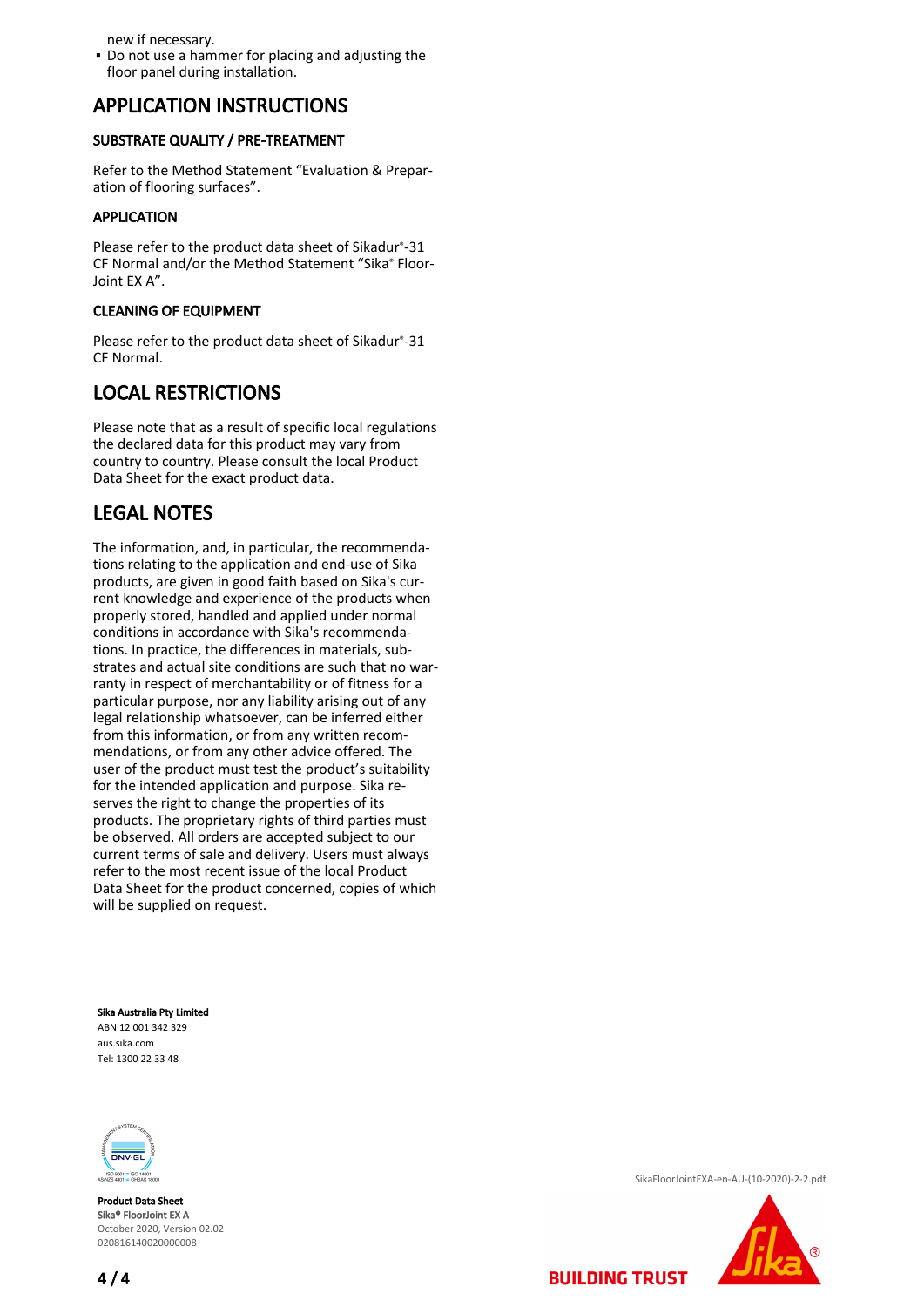new if necessary.

- Do not use a hammer for placing and adjusting the floor panel during installation.

## APPLICATION INSTRUCTIONS

### SUBSTRATE QUALITY / PRE-TREATMENT

Refer to the Method Statement "Evaluation & Preparation of flooring surfaces".

### APPLICATION

Please refer to the product data sheet of Sikadur®-31 CF Normal and/or the Method Statement "Sika® FloorJoint EX A".

### CLEANING OF EQUIPMENT

Please refer to the product data sheet of Sikadur®-31 CF Normal.

## LOCAL RESTRICTIONS

Please note that as a result of specific local regulations the declared data for this product may vary from country to country. Please consult the local Product Data Sheet for the exact product data.

## LEGAL NOTES

The information, and, in particular, the recommendations relating to the application and end-use of Sika products, are given in good faith based on Sika's current knowledge and experience of the products when properly stored, handled and applied under normal conditions in accordance with Sika's recommendations. In practice, the differences in materials, substrates and actual site conditions are such that no warranty in respect of merchantability or of fitness for a particular purpose, nor any liability arising out of any legal relationship whatsoever, can be inferred either from this information, or from any written recommendations, or from any other advice offered. The user of the product must test the product's suitability for the intended application and purpose. Sika reserves the right to change the properties of its products. The proprietary rights of third parties must be observed. All orders are accepted subject to our current terms of sale and delivery. Users must always refer to the most recent issue of the local Product Data Sheet for the product concerned, copies of which will be supplied on request.

**Sika Australia Pty Limited**
ABN 12 001 342 329
aus.sika.com
Tel: 1300 22 33 48

**Product Data Sheet**
**Sika® FloorJoint EX A**
October 2020, Version 02.02
020816140020000008

SikaFloorJointEXA-en-AU-(10-2020)-2-2.pdf

BUILDING TRUST